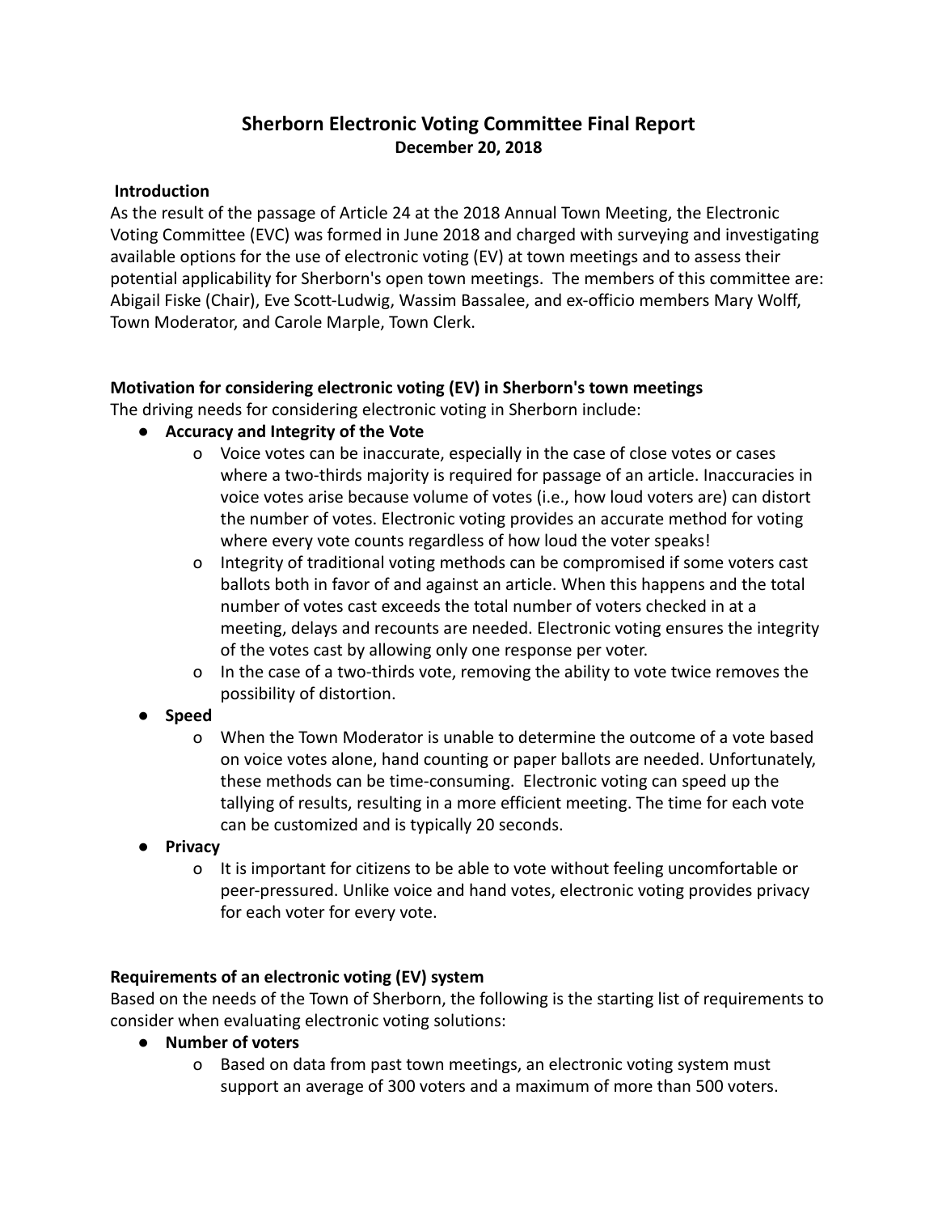# Sherborn Electronic Voting Committee Final Report

**December 20, 2018**

**Introduction**

As the result of the passage of Article 24 at the 2018 Annual Town Meeting, the Electronic Voting Committee (EVC) was formed in June 2018 and charged with surveying and investigating available options for the use of electronic voting (EV) at town meetings and to assess their potential applicability for Sherborn's open town meetings. The members of this committee are: Abigail Fiske (Chair), Eve Scott-Ludwig, Wassim Bassalee, and ex-officio members Mary Wolff, Town Moderator, and Carole Marple, Town Clerk.

**Motivation for considering electronic voting (EV) in Sherborn's town meetings**

The driving needs for considering electronic voting in Sherborn include:

- **Accuracy and Integrity of the Vote**
    - o Voice votes can be inaccurate, especially in the case of close votes or cases where a two-thirds majority is required for passage of an article. Inaccuracies in voice votes arise because volume of votes (i.e., how loud voters are) can distort the number of votes. Electronic voting provides an accurate method for voting where every vote counts regardless of how loud the voter speaks!
    - o Integrity of traditional voting methods can be compromised if some voters cast ballots both in favor of and against an article. When this happens and the total number of votes cast exceeds the total number of voters checked in at a meeting, delays and recounts are needed. Electronic voting ensures the integrity of the votes cast by allowing only one response per voter.
    - o In the case of a two-thirds vote, removing the ability to vote twice removes the possibility of distortion.
- **Speed**
    - o When the Town Moderator is unable to determine the outcome of a vote based on voice votes alone, hand counting or paper ballots are needed. Unfortunately, these methods can be time-consuming. Electronic voting can speed up the tallying of results, resulting in a more efficient meeting. The time for each vote can be customized and is typically 20 seconds.
- **Privacy**
    - o It is important for citizens to be able to vote without feeling uncomfortable or peer-pressured. Unlike voice and hand votes, electronic voting provides privacy for each voter for every vote.

**Requirements of an electronic voting (EV) system**

Based on the needs of the Town of Sherborn, the following is the starting list of requirements to consider when evaluating electronic voting solutions:

- **Number of voters**
    - o Based on data from past town meetings, an electronic voting system must support an average of 300 voters and a maximum of more than 500 voters.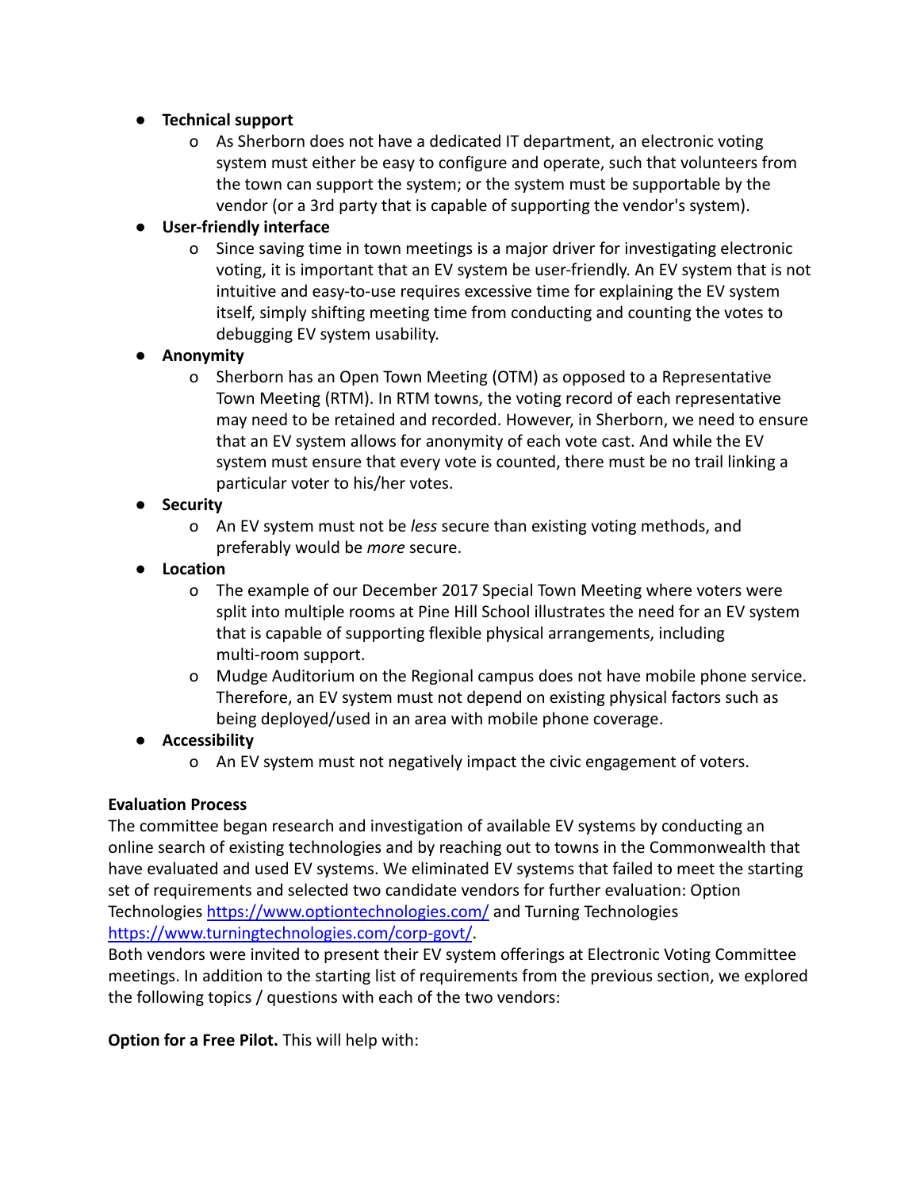- **Technical support**
  - As Sherborn does not have a dedicated IT department, an electronic voting system must either be easy to configure and operate, such that volunteers from the town can support the system; or the system must be supportable by the vendor (or a 3rd party that is capable of supporting the vendor's system).
- **User-friendly interface**
  - Since saving time in town meetings is a major driver for investigating electronic voting, it is important that an EV system be user-friendly. An EV system that is not intuitive and easy-to-use requires excessive time for explaining the EV system itself, simply shifting meeting time from conducting and counting the votes to debugging EV system usability.
- **Anonymity**
  - Sherborn has an Open Town Meeting (OTM) as opposed to a Representative Town Meeting (RTM). In RTM towns, the voting record of each representative may need to be retained and recorded. However, in Sherborn, we need to ensure that an EV system allows for anonymity of each vote cast. And while the EV system must ensure that every vote is counted, there must be no trail linking a particular voter to his/her votes.
- **Security**
  - An EV system must not be *less* secure than existing voting methods, and preferably would be *more* secure.
- **Location**
  - The example of our December 2017 Special Town Meeting where voters were split into multiple rooms at Pine Hill School illustrates the need for an EV system that is capable of supporting flexible physical arrangements, including multi-room support.
  - Mudge Auditorium on the Regional campus does not have mobile phone service. Therefore, an EV system must not depend on existing physical factors such as being deployed/used in an area with mobile phone coverage.
- **Accessibility**
  - An EV system must not negatively impact the civic engagement of voters.

**Evaluation Process**

The committee began research and investigation of available EV systems by conducting an online search of existing technologies and by reaching out to towns in the Commonwealth that have evaluated and used EV systems. We eliminated EV systems that failed to meet the starting set of requirements and selected two candidate vendors for further evaluation: Option Technologies https://www.optiontechnologies.com/ and Turning Technologies https://www.turningtechnologies.com/corp-govt/.

Both vendors were invited to present their EV system offerings at Electronic Voting Committee meetings. In addition to the starting list of requirements from the previous section, we explored the following topics / questions with each of the two vendors:

**Option for a Free Pilot.** This will help with: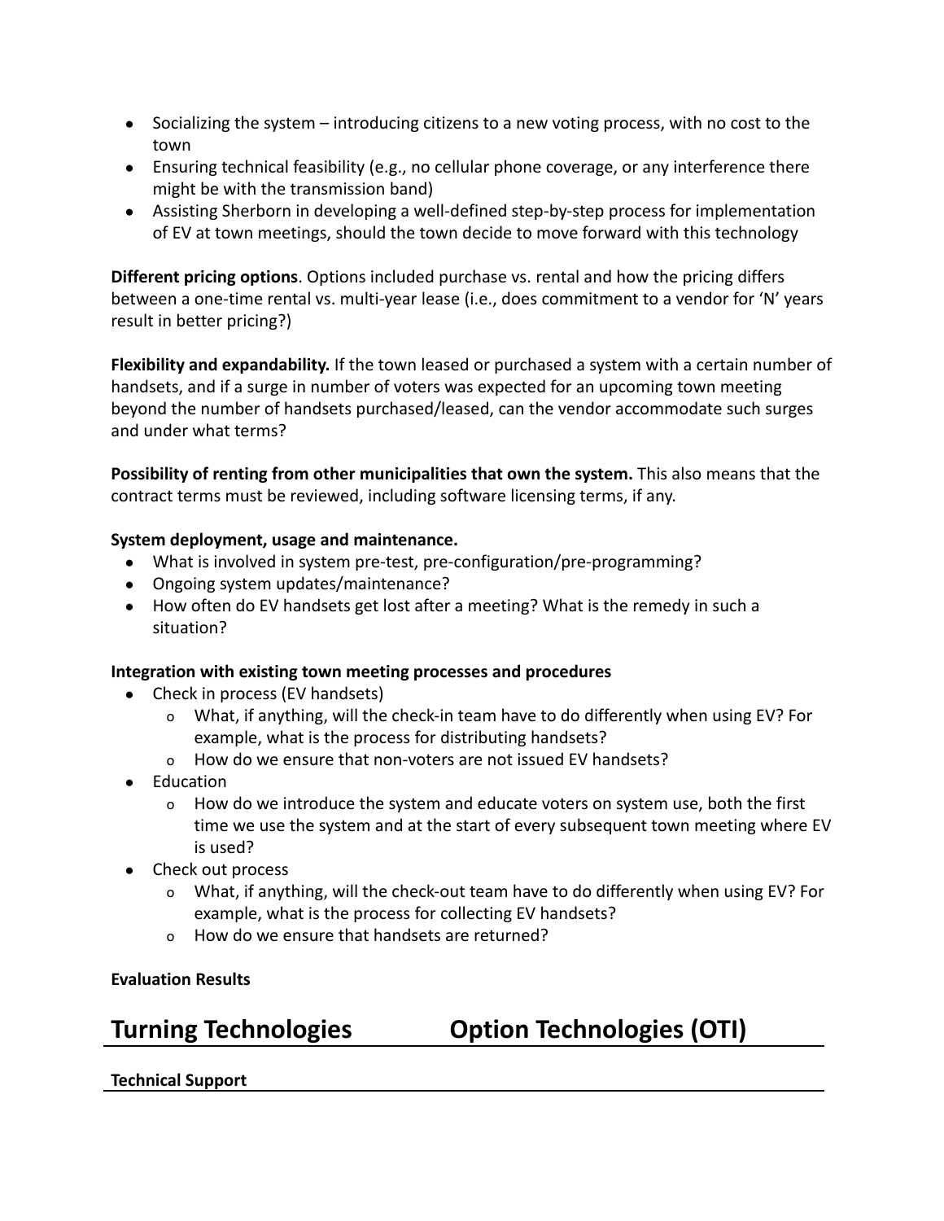- Socializing the system – introducing citizens to a new voting process, with no cost to the town
- Ensuring technical feasibility (e.g., no cellular phone coverage, or any interference there might be with the transmission band)
- Assisting Sherborn in developing a well-defined step-by-step process for implementation of EV at town meetings, should the town decide to move forward with this technology

**Different pricing options**. Options included purchase vs. rental and how the pricing differs between a one-time rental vs. multi-year lease (i.e., does commitment to a vendor for 'N' years result in better pricing?)

**Flexibility and expandability.** If the town leased or purchased a system with a certain number of handsets, and if a surge in number of voters was expected for an upcoming town meeting beyond the number of handsets purchased/leased, can the vendor accommodate such surges and under what terms?

**Possibility of renting from other municipalities that own the system.** This also means that the contract terms must be reviewed, including software licensing terms, if any.

**System deployment, usage and maintenance.**

- What is involved in system pre-test, pre-configuration/pre-programming?
- Ongoing system updates/maintenance?
- How often do EV handsets get lost after a meeting? What is the remedy in such a situation?

**Integration with existing town meeting processes and procedures**

- Check in process (EV handsets)
  - What, if anything, will the check-in team have to do differently when using EV? For example, what is the process for distributing handsets?
  - How do we ensure that non-voters are not issued EV handsets?
- Education
  - How do we introduce the system and educate voters on system use, both the first time we use the system and at the start of every subsequent town meeting where EV is used?
- Check out process
  - What, if anything, will the check-out team have to do differently when using EV? For example, what is the process for collecting EV handsets?
  - How do we ensure that handsets are returned?

**Evaluation Results**

| Turning Technologies | Option Technologies (OTI) |
|---|---|
| **Technical Support** | |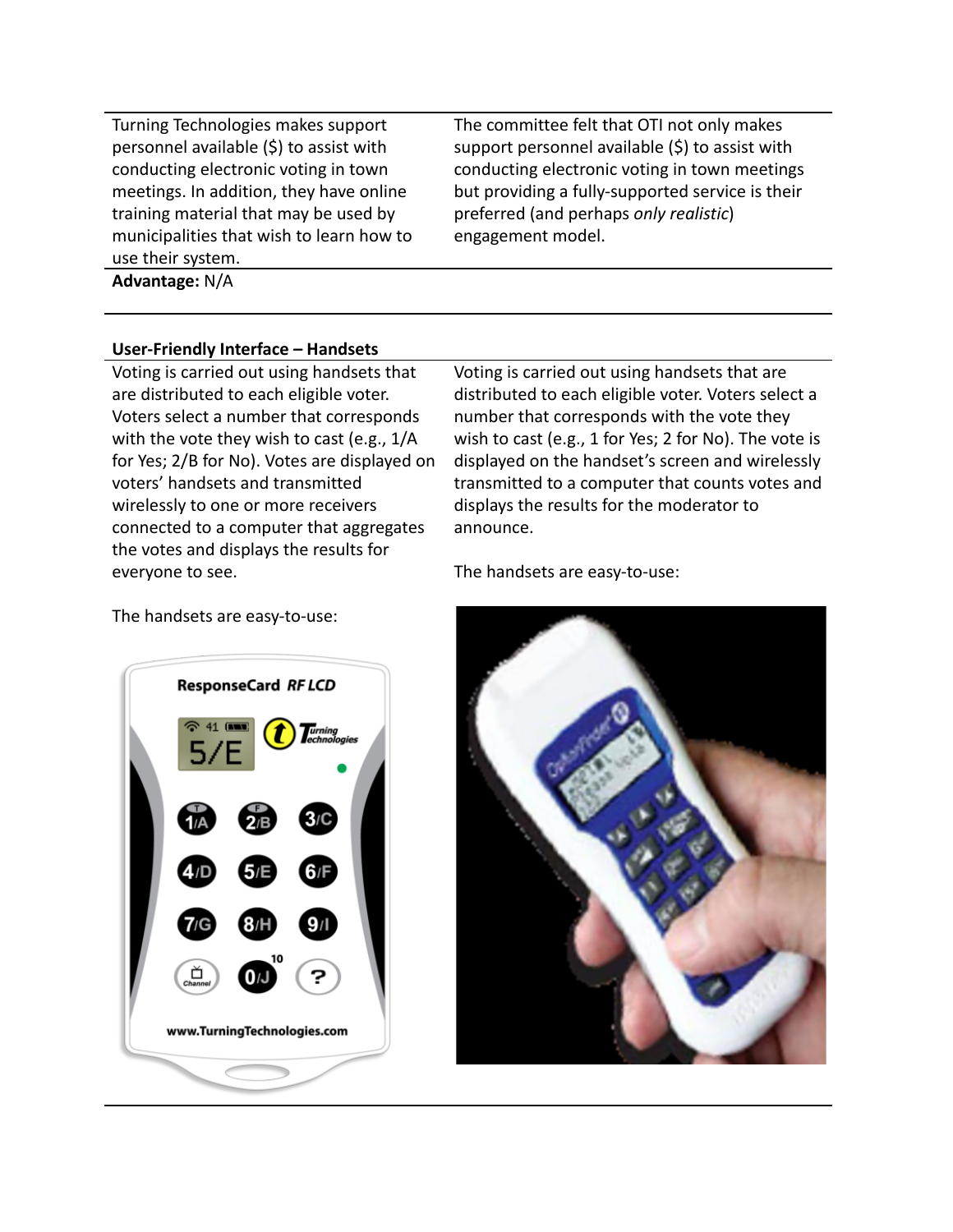| | |
|---|---|
| Turning Technologies makes support personnel available ($) to assist with conducting electronic voting in town meetings. In addition, they have online training material that may be used by municipalities that wish to learn how to use their system. | The committee felt that OTI not only makes support personnel available ($) to assist with conducting electronic voting in town meetings but providing a fully-supported service is their preferred (and perhaps *only realistic*) engagement model. |

**Advantage:** N/A

**User-Friendly Interface – Handsets**

| | |
|---|---|
| Voting is carried out using handsets that are distributed to each eligible voter. Voters select a number that corresponds with the vote they wish to cast (e.g., 1/A for Yes; 2/B for No). Votes are displayed on voters' handsets and transmitted wirelessly to one or more receivers connected to a computer that aggregates the votes and displays the results for everyone to see.<br><br>The handsets are easy-to-use: | Voting is carried out using handsets that are distributed to each eligible voter. Voters select a number that corresponds with the vote they wish to cast (e.g., 1 for Yes; 2 for No). The vote is displayed on the handset's screen and wirelessly transmitted to a computer that counts votes and displays the results for the moderator to announce.<br><br>The handsets are easy-to-use: |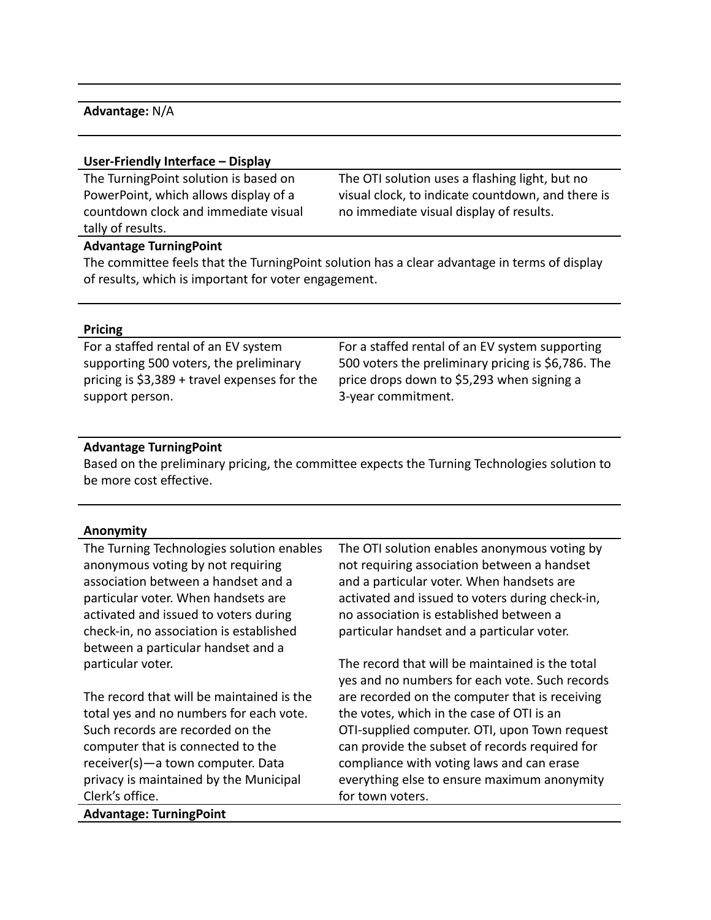**Advantage:** N/A

**User-Friendly Interface – Display**

| | |
|---|---|
| The TurningPoint solution is based on PowerPoint, which allows display of a countdown clock and immediate visual tally of results. | The OTI solution uses a flashing light, but no visual clock, to indicate countdown, and there is no immediate visual display of results. |

**Advantage TurningPoint**

The committee feels that the TurningPoint solution has a clear advantage in terms of display of results, which is important for voter engagement.

**Pricing**

| | |
|---|---|
| For a staffed rental of an EV system supporting 500 voters, the preliminary pricing is $3,389 + travel expenses for the support person. | For a staffed rental of an EV system supporting 500 voters the preliminary pricing is $6,786. The price drops down to $5,293 when signing a 3-year commitment. |

**Advantage TurningPoint**

Based on the preliminary pricing, the committee expects the Turning Technologies solution to be more cost effective.

**Anonymity**

| | |
|---|---|
| The Turning Technologies solution enables anonymous voting by not requiring association between a handset and a particular voter. When handsets are activated and issued to voters during check-in, no association is established between a particular handset and a particular voter.<br><br>The record that will be maintained is the total yes and no numbers for each vote. Such records are recorded on the computer that is connected to the receiver(s)—a town computer. Data privacy is maintained by the Municipal Clerk's office. | The OTI solution enables anonymous voting by not requiring association between a handset and a particular voter. When handsets are activated and issued to voters during check-in, no association is established between a particular handset and a particular voter.<br><br>The record that will be maintained is the total yes and no numbers for each vote. Such records are recorded on the computer that is receiving the votes, which in the case of OTI is an OTI-supplied computer. OTI, upon Town request can provide the subset of records required for compliance with voting laws and can erase everything else to ensure maximum anonymity for town voters. |

**Advantage: TurningPoint**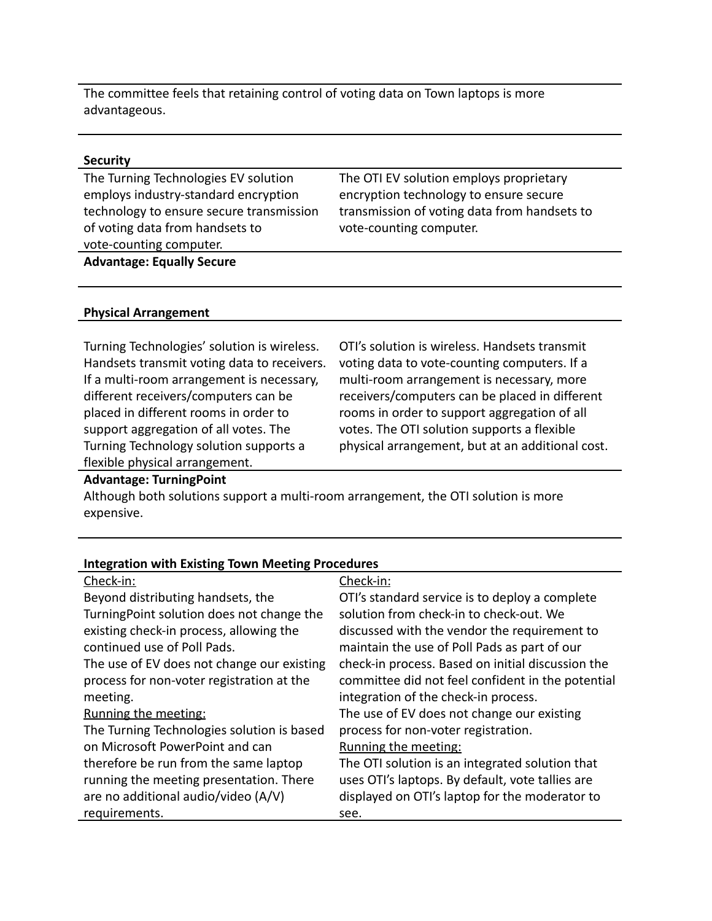The committee feels that retaining control of voting data on Town laptops is more advantageous.

**Security**

| | |
|---|---|
| The Turning Technologies EV solution employs industry-standard encryption technology to ensure secure transmission of voting data from handsets to vote-counting computer. | The OTI EV solution employs proprietary encryption technology to ensure secure transmission of voting data from handsets to vote-counting computer. |

**Advantage: Equally Secure**

**Physical Arrangement**

| | |
|---|---|
| Turning Technologies' solution is wireless. Handsets transmit voting data to receivers. If a multi-room arrangement is necessary, different receivers/computers can be placed in different rooms in order to support aggregation of all votes. The Turning Technology solution supports a flexible physical arrangement. | OTI's solution is wireless. Handsets transmit voting data to vote-counting computers. If a multi-room arrangement is necessary, more receivers/computers can be placed in different rooms in order to support aggregation of all votes. The OTI solution supports a flexible physical arrangement, but at an additional cost. |

**Advantage: TurningPoint**

Although both solutions support a multi-room arrangement, the OTI solution is more expensive.

**Integration with Existing Town Meeting Procedures**

| | |
|---|---|
| Check-in:<br>Beyond distributing handsets, the TurningPoint solution does not change the existing check-in process, allowing the continued use of Poll Pads.<br>The use of EV does not change our existing process for non-voter registration at the meeting.<br>Running the meeting:<br>The Turning Technologies solution is based on Microsoft PowerPoint and can therefore be run from the same laptop running the meeting presentation. There are no additional audio/video (A/V) requirements. | Check-in:<br>OTI's standard service is to deploy a complete solution from check-in to check-out. We discussed with the vendor the requirement to maintain the use of Poll Pads as part of our check-in process. Based on initial discussion the committee did not feel confident in the potential integration of the check-in process.<br>The use of EV does not change our existing process for non-voter registration.<br>Running the meeting:<br>The OTI solution is an integrated solution that uses OTI's laptops. By default, vote tallies are displayed on OTI's laptop for the moderator to see. |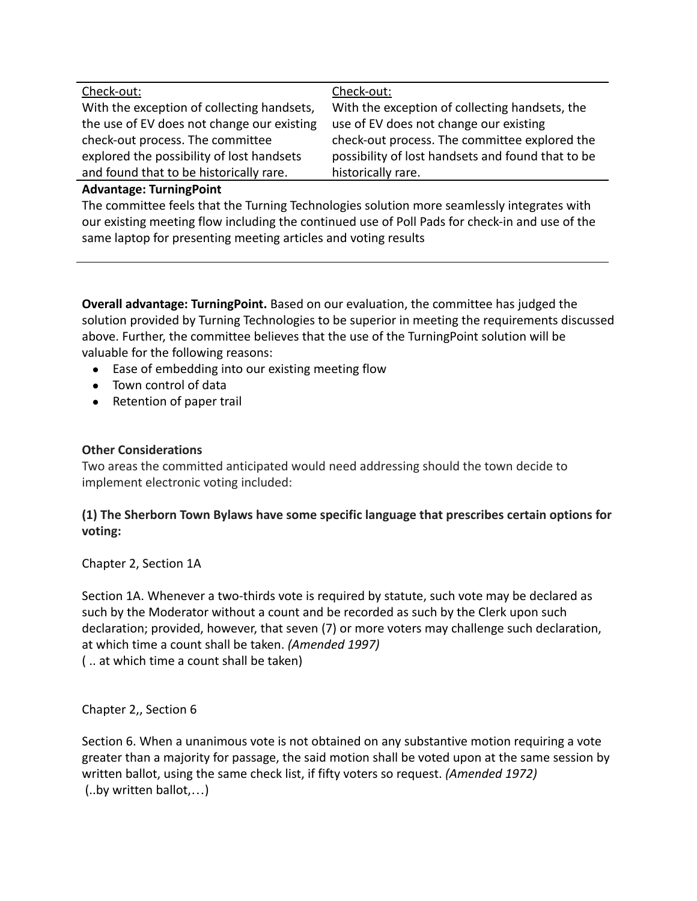| Check-out:<br>With the exception of collecting handsets, the use of EV does not change our existing check-out process. The committee explored the possibility of lost handsets and found that to be historically rare. | Check-out:<br>With the exception of collecting handsets, the use of EV does not change our existing check-out process. The committee explored the possibility of lost handsets and found that to be historically rare. |
|---|---|

**Advantage: TurningPoint**

The committee feels that the Turning Technologies solution more seamlessly integrates with our existing meeting flow including the continued use of Poll Pads for check-in and use of the same laptop for presenting meeting articles and voting results

---

**Overall advantage: TurningPoint.** Based on our evaluation, the committee has judged the solution provided by Turning Technologies to be superior in meeting the requirements discussed above. Further, the committee believes that the use of the TurningPoint solution will be valuable for the following reasons:

- Ease of embedding into our existing meeting flow
- Town control of data
- Retention of paper trail

**Other Considerations**

Two areas the committed anticipated would need addressing should the town decide to implement electronic voting included:

**(1) The Sherborn Town Bylaws have some specific language that prescribes certain options for voting:**

Chapter 2, Section 1A

Section 1A. Whenever a two-thirds vote is required by statute, such vote may be declared as such by the Moderator without a count and be recorded as such by the Clerk upon such declaration; provided, however, that seven (7) or more voters may challenge such declaration, at which time a count shall be taken. *(Amended 1997)*
( .. at which time a count shall be taken)

Chapter 2,, Section 6

Section 6. When a unanimous vote is not obtained on any substantive motion requiring a vote greater than a majority for passage, the said motion shall be voted upon at the same session by written ballot, using the same check list, if fifty voters so request. *(Amended 1972)*
(..by written ballot,…)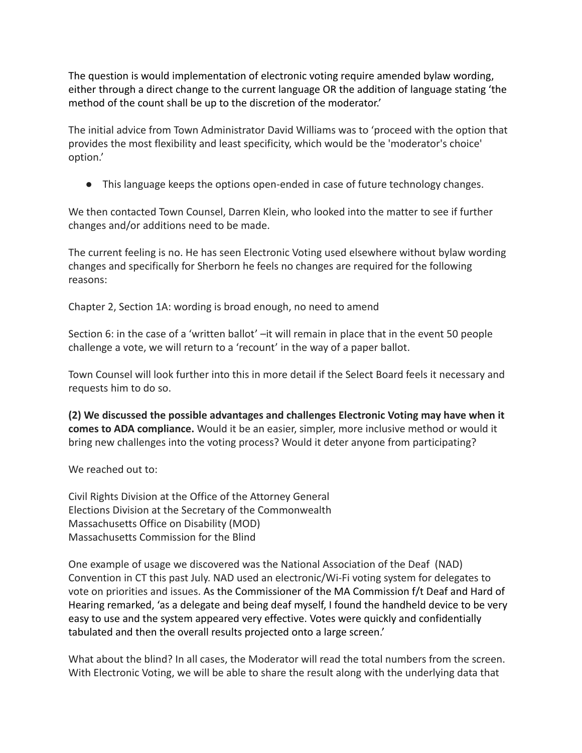The question is would implementation of electronic voting require amended bylaw wording, either through a direct change to the current language OR the addition of language stating 'the method of the count shall be up to the discretion of the moderator.'

The initial advice from Town Administrator David Williams was to 'proceed with the option that provides the most flexibility and least specificity, which would be the 'moderator's choice' option.'

- This language keeps the options open-ended in case of future technology changes.

We then contacted Town Counsel, Darren Klein, who looked into the matter to see if further changes and/or additions need to be made.

The current feeling is no. He has seen Electronic Voting used elsewhere without bylaw wording changes and specifically for Sherborn he feels no changes are required for the following reasons:

Chapter 2, Section 1A: wording is broad enough, no need to amend

Section 6: in the case of a 'written ballot' –it will remain in place that in the event 50 people challenge a vote, we will return to a 'recount' in the way of a paper ballot.

Town Counsel will look further into this in more detail if the Select Board feels it necessary and requests him to do so.

**(2) We discussed the possible advantages and challenges Electronic Voting may have when it comes to ADA compliance.** Would it be an easier, simpler, more inclusive method or would it bring new challenges into the voting process? Would it deter anyone from participating?

We reached out to:

Civil Rights Division at the Office of the Attorney General
Elections Division at the Secretary of the Commonwealth
Massachusetts Office on Disability (MOD)
Massachusetts Commission for the Blind

One example of usage we discovered was the National Association of the Deaf (NAD) Convention in CT this past July. NAD used an electronic/Wi-Fi voting system for delegates to vote on priorities and issues. As the Commissioner of the MA Commission f/t Deaf and Hard of Hearing remarked, 'as a delegate and being deaf myself, I found the handheld device to be very easy to use and the system appeared very effective. Votes were quickly and confidentially tabulated and then the overall results projected onto a large screen.'

What about the blind? In all cases, the Moderator will read the total numbers from the screen. With Electronic Voting, we will be able to share the result along with the underlying data that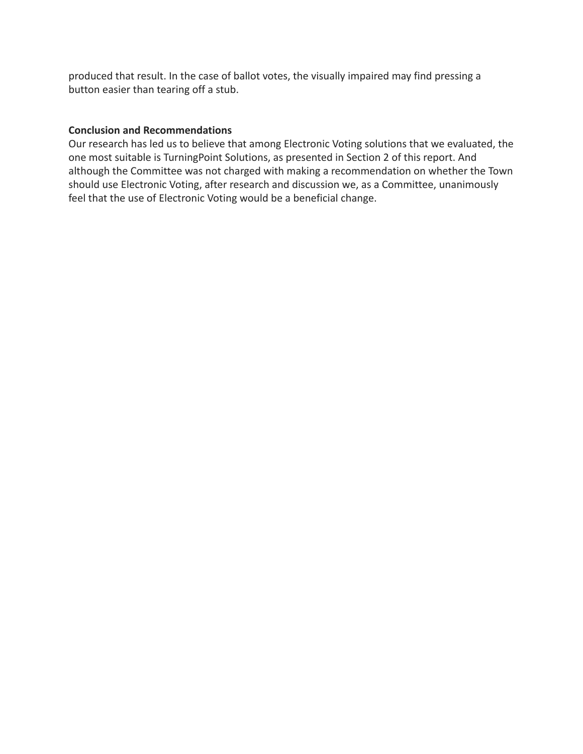produced that result. In the case of ballot votes, the visually impaired may find pressing a button easier than tearing off a stub.

**Conclusion and Recommendations**

Our research has led us to believe that among Electronic Voting solutions that we evaluated, the one most suitable is TurningPoint Solutions, as presented in Section 2 of this report. And although the Committee was not charged with making a recommendation on whether the Town should use Electronic Voting, after research and discussion we, as a Committee, unanimously feel that the use of Electronic Voting would be a beneficial change.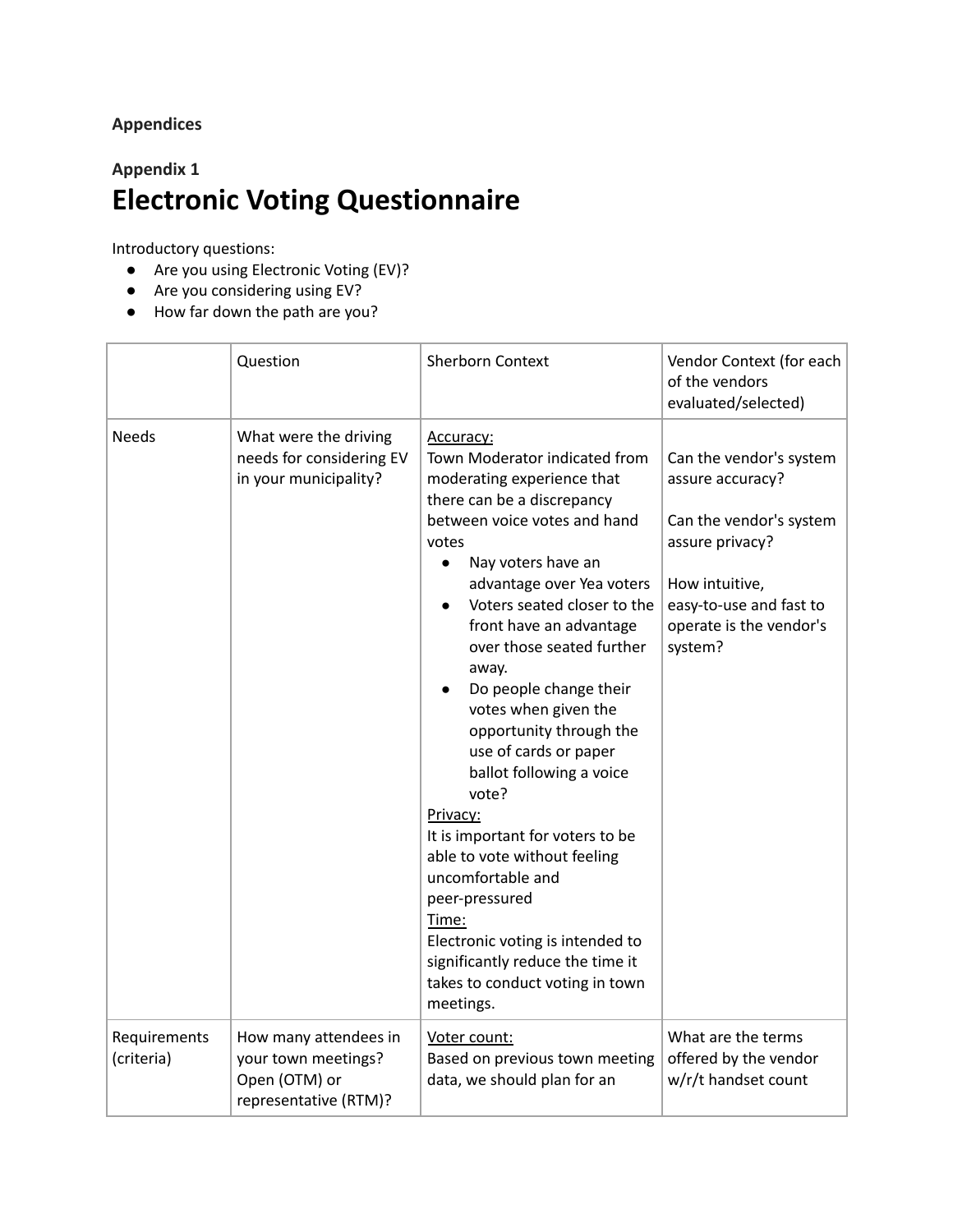**Appendices**

**Appendix 1**

# Electronic Voting Questionnaire

Introductory questions:

- Are you using Electronic Voting (EV)?
- Are you considering using EV?
- How far down the path are you?

| | Question | Sherborn Context | Vendor Context (for each of the vendors evaluated/selected) |
|---|---|---|---|
| Needs | What were the driving needs for considering EV in your municipality? | Accuracy:<br>Town Moderator indicated from moderating experience that there can be a discrepancy between voice votes and hand votes<br>• Nay voters have an advantage over Yea voters<br>• Voters seated closer to the front have an advantage over those seated further away.<br>• Do people change their votes when given the opportunity through the use of cards or paper ballot following a voice vote?<br>Privacy:<br>It is important for voters to be able to vote without feeling uncomfortable and peer-pressured<br>Time:<br>Electronic voting is intended to significantly reduce the time it takes to conduct voting in town meetings. | Can the vendor's system assure accuracy?<br><br>Can the vendor's system assure privacy?<br><br>How intuitive, easy-to-use and fast to operate is the vendor's system? |
| Requirements (criteria) | How many attendees in your town meetings? Open (OTM) or representative (RTM)? | Voter count:<br>Based on previous town meeting data, we should plan for an | What are the terms offered by the vendor w/r/t handset count |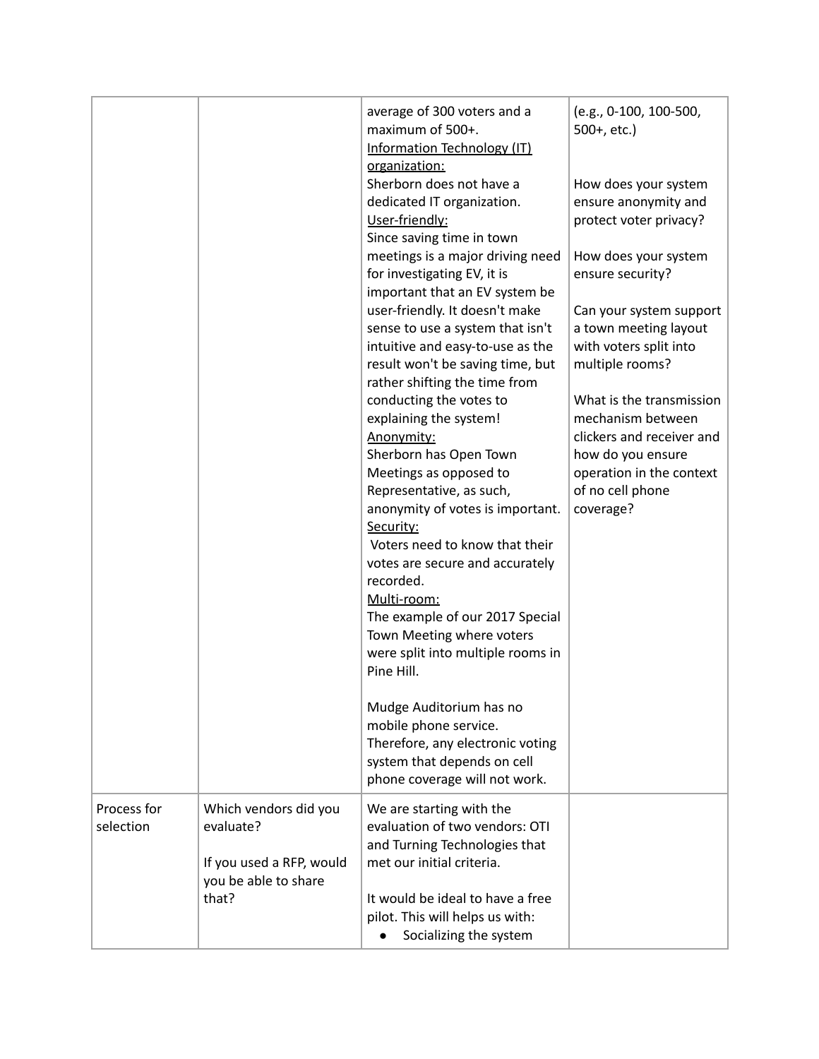| | | | |
|---|---|---|---|
| | | average of 300 voters and a maximum of 500+.<br><u>Information Technology (IT) organization:</u><br>Sherborn does not have a dedicated IT organization.<br><u>User-friendly:</u><br>Since saving time in town meetings is a major driving need for investigating EV, it is important that an EV system be user-friendly. It doesn't make sense to use a system that isn't intuitive and easy-to-use as the result won't be saving time, but rather shifting the time from conducting the votes to explaining the system!<br><u>Anonymity:</u><br>Sherborn has Open Town Meetings as opposed to Representative, as such, anonymity of votes is important.<br><u>Security:</u><br>Voters need to know that their votes are secure and accurately recorded.<br><u>Multi-room:</u><br>The example of our 2017 Special Town Meeting where voters were split into multiple rooms in Pine Hill.<br><br>Mudge Auditorium has no mobile phone service. Therefore, any electronic voting system that depends on cell phone coverage will not work. | (e.g., 0-100, 100-500, 500+, etc.)<br><br>How does your system ensure anonymity and protect voter privacy?<br><br>How does your system ensure security?<br><br>Can your system support a town meeting layout with voters split into multiple rooms?<br><br>What is the transmission mechanism between clickers and receiver and how do you ensure operation in the context of no cell phone coverage? |
| Process for selection | Which vendors did you evaluate?<br><br>If you used a RFP, would you be able to share that? | We are starting with the evaluation of two vendors: OTI and Turning Technologies that met our initial criteria.<br><br>It would be ideal to have a free pilot. This will helps us with:<br>• Socializing the system | |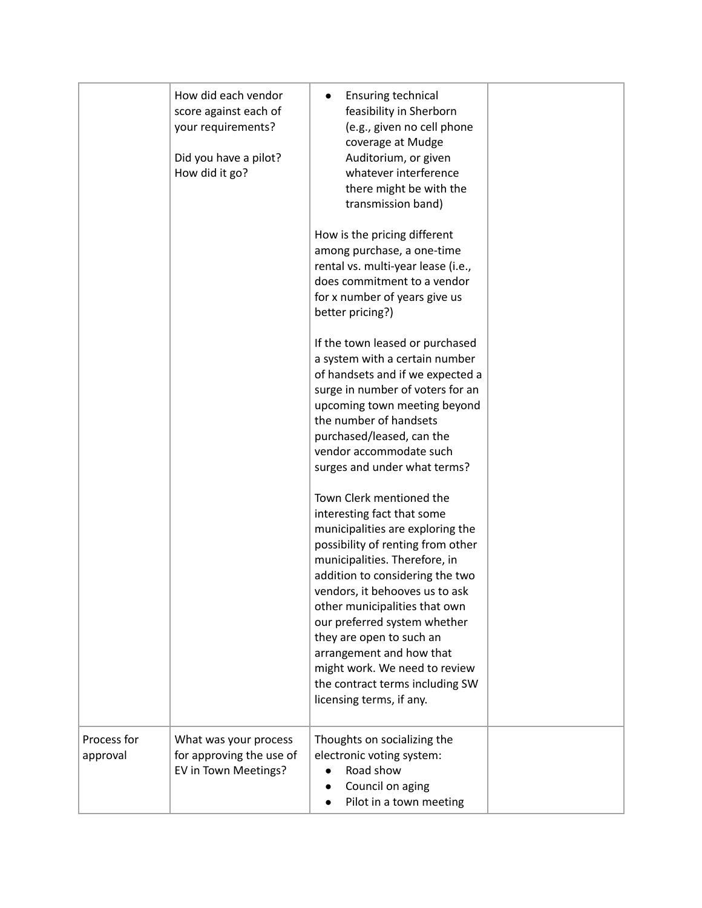| | | | |
|---|---|---|---|
| | How did each vendor score against each of your requirements?<br><br>Did you have a pilot? How did it go? | • Ensuring technical feasibility in Sherborn (e.g., given no cell phone coverage at Mudge Auditorium, or given whatever interference there might be with the transmission band)<br><br>How is the pricing different among purchase, a one-time rental vs. multi-year lease (i.e., does commitment to a vendor for x number of years give us better pricing?)<br><br>If the town leased or purchased a system with a certain number of handsets and if we expected a surge in number of voters for an upcoming town meeting beyond the number of handsets purchased/leased, can the vendor accommodate such surges and under what terms?<br><br>Town Clerk mentioned the interesting fact that some municipalities are exploring the possibility of renting from other municipalities. Therefore, in addition to considering the two vendors, it behooves us to ask other municipalities that own our preferred system whether they are open to such an arrangement and how that might work. We need to review the contract terms including SW licensing terms, if any. | |
| Process for approval | What was your process for approving the use of EV in Town Meetings? | Thoughts on socializing the electronic voting system:<br>• Road show<br>• Council on aging<br>• Pilot in a town meeting | |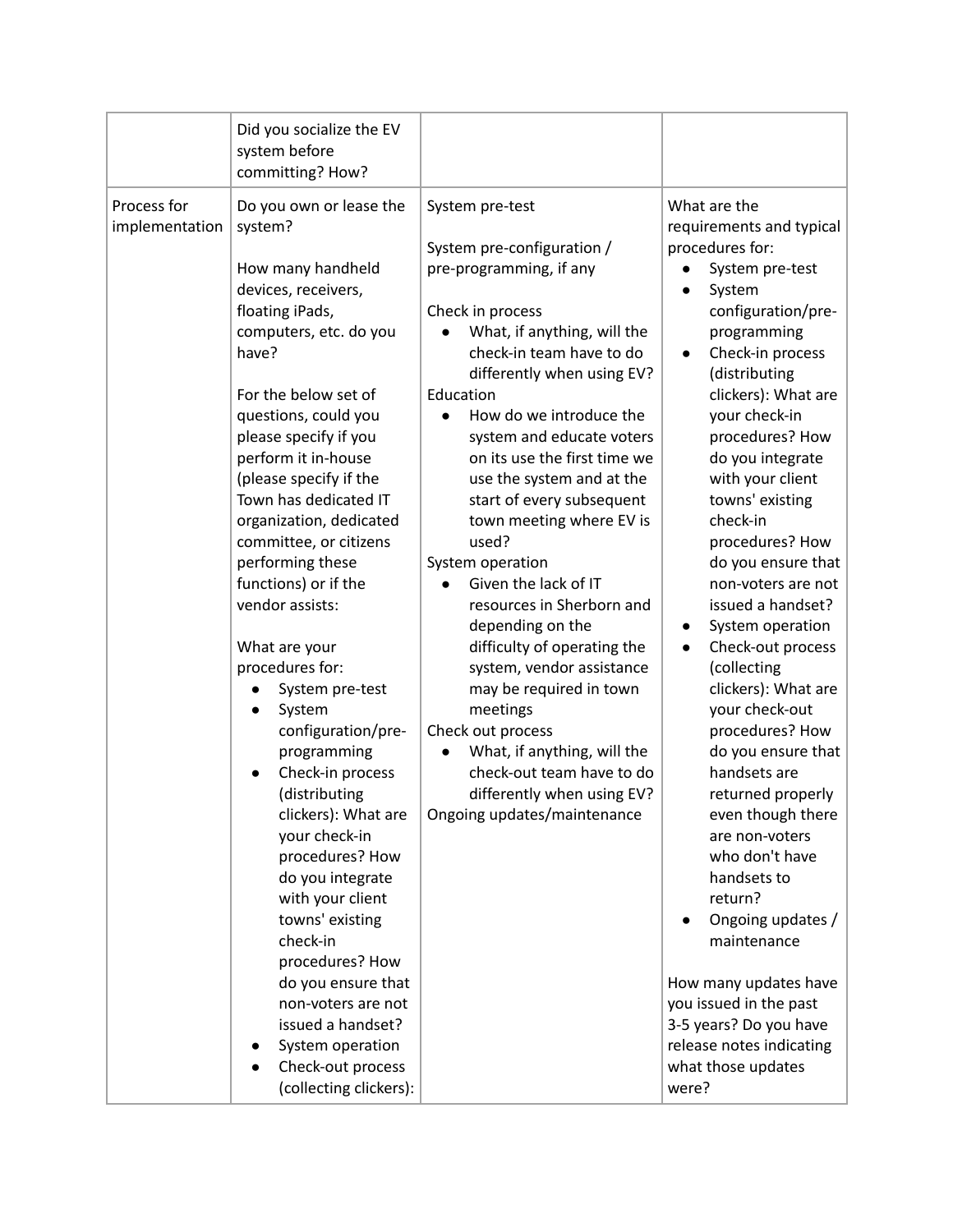| | | | |
|---|---|---|---|
| | Did you socialize the EV system before committing? How? | | |
| Process for implementation | Do you own or lease the system?<br><br>How many handheld devices, receivers, floating iPads, computers, etc. do you have?<br><br>For the below set of questions, could you please specify if you perform it in-house (please specify if the Town has dedicated IT organization, dedicated committee, or citizens performing these functions) or if the vendor assists:<br><br>What are your procedures for:<br>• System pre-test<br>• System configuration/pre-programming<br>• Check-in process (distributing clickers): What are your check-in procedures? How do you integrate with your client towns' existing check-in procedures? How do you ensure that non-voters are not issued a handset?<br>• System operation<br>• Check-out process (collecting clickers): | System pre-test<br><br>System pre-configuration / pre-programming, if any<br><br>Check in process<br>• What, if anything, will the check-in team have to do differently when using EV?<br>Education<br>• How do we introduce the system and educate voters on its use the first time we use the system and at the start of every subsequent town meeting where EV is used?<br>System operation<br>• Given the lack of IT resources in Sherborn and depending on the difficulty of operating the system, vendor assistance may be required in town meetings<br>Check out process<br>• What, if anything, will the check-out team have to do differently when using EV?<br>Ongoing updates/maintenance | What are the requirements and typical procedures for:<br>• System pre-test<br>• System configuration/pre-programming<br>• Check-in process (distributing clickers): What are your check-in procedures? How do you integrate with your client towns' existing check-in procedures? How do you ensure that non-voters are not issued a handset?<br>• System operation<br>• Check-out process (collecting clickers): What are your check-out procedures? How do you ensure that handsets are returned properly even though there are non-voters who don't have handsets to return?<br>• Ongoing updates / maintenance<br><br>How many updates have you issued in the past 3-5 years? Do you have release notes indicating what those updates were? |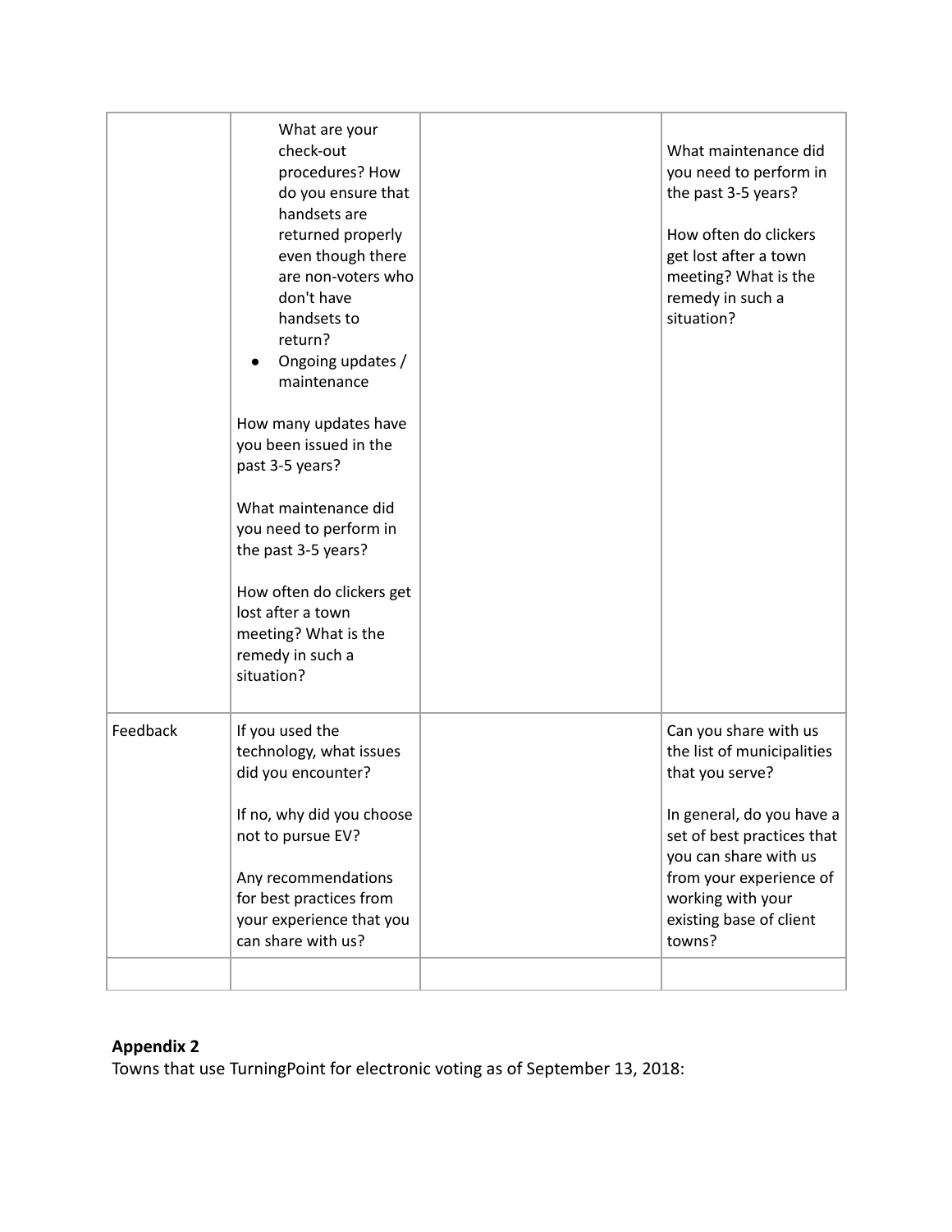| | | | |
|---|---|---|---|
| | What are your check-out procedures? How do you ensure that handsets are returned properly even though there are non-voters who don't have handsets to return?<br>• Ongoing updates / maintenance<br><br>How many updates have you been issued in the past 3-5 years?<br><br>What maintenance did you need to perform in the past 3-5 years?<br><br>How often do clickers get lost after a town meeting? What is the remedy in such a situation? | | What maintenance did you need to perform in the past 3-5 years?<br><br>How often do clickers get lost after a town meeting? What is the remedy in such a situation? |
| Feedback | If you used the technology, what issues did you encounter?<br><br>If no, why did you choose not to pursue EV?<br><br>Any recommendations for best practices from your experience that you can share with us? | | Can you share with us the list of municipalities that you serve?<br><br>In general, do you have a set of best practices that you can share with us from your experience of working with your existing base of client towns? |
| | | | |

**Appendix 2**

Towns that use TurningPoint for electronic voting as of September 13, 2018: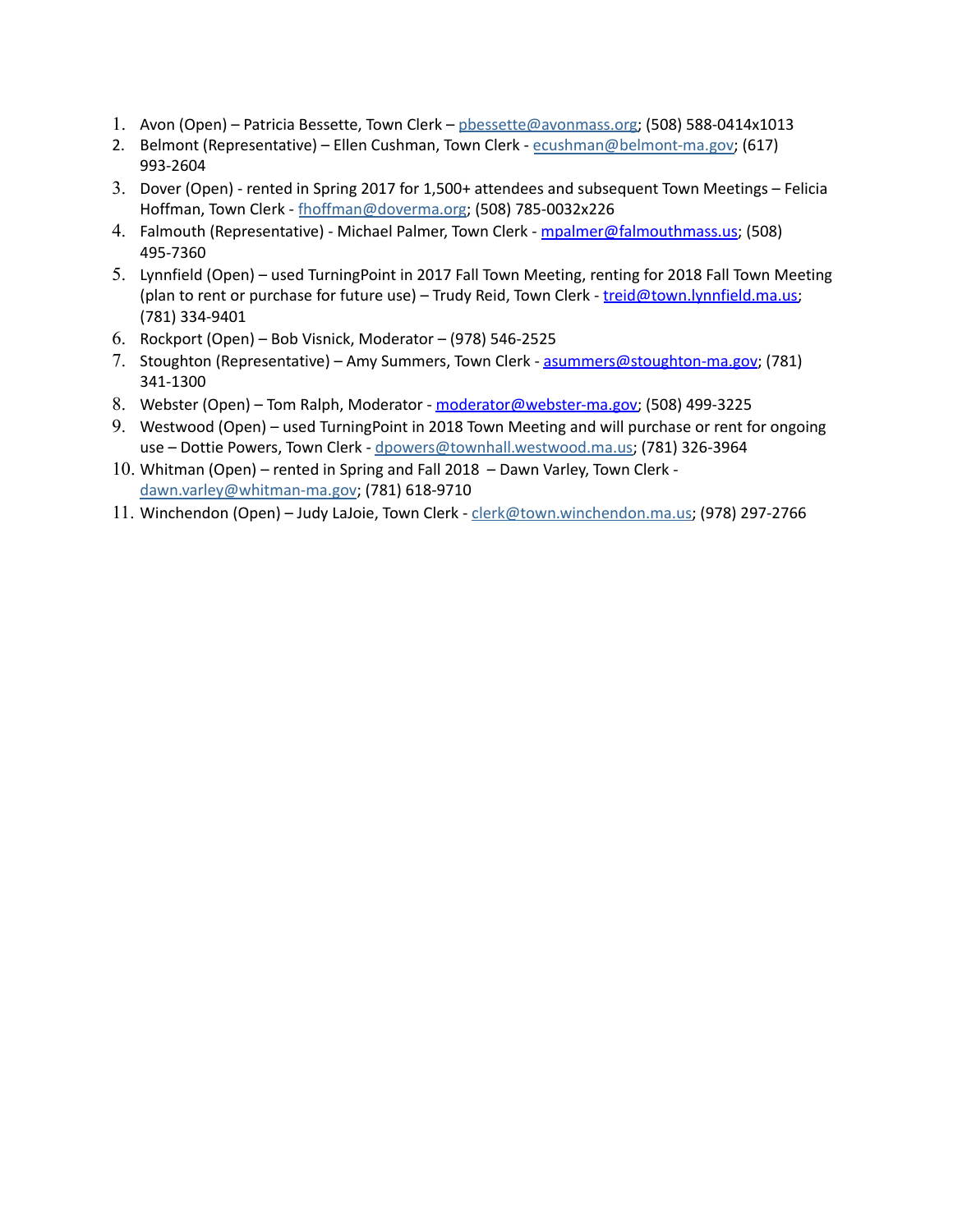1. Avon (Open) – Patricia Bessette, Town Clerk – pbessette@avonmass.org; (508) 588-0414x1013
2. Belmont (Representative) – Ellen Cushman, Town Clerk - ecushman@belmont-ma.gov; (617) 993-2604
3. Dover (Open) - rented in Spring 2017 for 1,500+ attendees and subsequent Town Meetings – Felicia Hoffman, Town Clerk - fhoffman@doverma.org; (508) 785-0032x226
4. Falmouth (Representative) - Michael Palmer, Town Clerk - mpalmer@falmouthmass.us; (508) 495-7360
5. Lynnfield (Open) – used TurningPoint in 2017 Fall Town Meeting, renting for 2018 Fall Town Meeting (plan to rent or purchase for future use) – Trudy Reid, Town Clerk - treid@town.lynnfield.ma.us; (781) 334-9401
6. Rockport (Open) – Bob Visnick, Moderator – (978) 546-2525
7. Stoughton (Representative) – Amy Summers, Town Clerk - asummers@stoughton-ma.gov; (781) 341-1300
8. Webster (Open) – Tom Ralph, Moderator - moderator@webster-ma.gov; (508) 499-3225
9. Westwood (Open) – used TurningPoint in 2018 Town Meeting and will purchase or rent for ongoing use – Dottie Powers, Town Clerk - dpowers@townhall.westwood.ma.us; (781) 326-3964
10. Whitman (Open) – rented in Spring and Fall 2018 – Dawn Varley, Town Clerk - dawn.varley@whitman-ma.gov; (781) 618-9710
11. Winchendon (Open) – Judy LaJoie, Town Clerk - clerk@town.winchendon.ma.us; (978) 297-2766